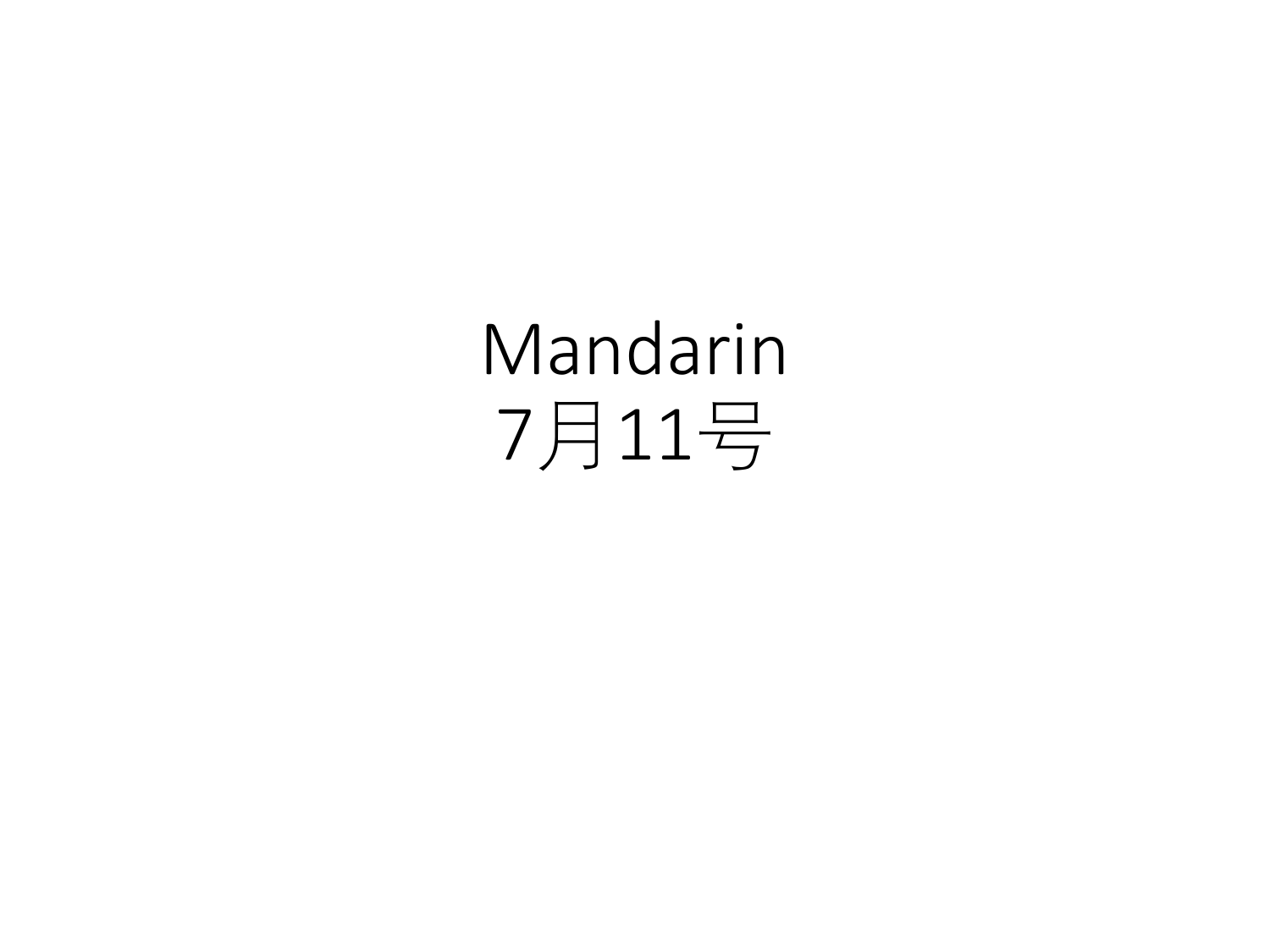# Mandarin
# 7月11号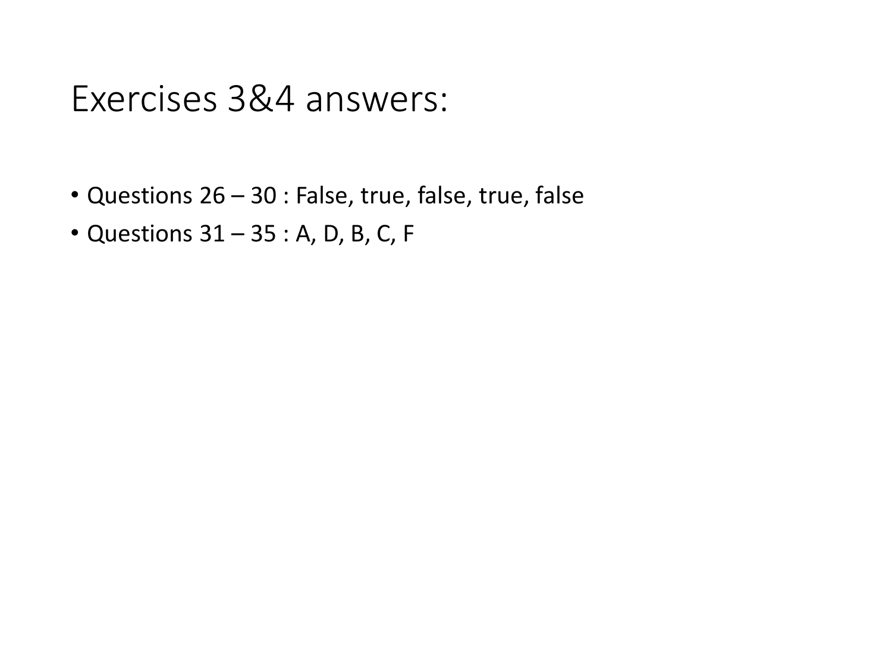# Exercises 3&4 answers:

- Questions 26 – 30 : False, true, false, true, false
- Questions 31 – 35 : A, D, B, C, F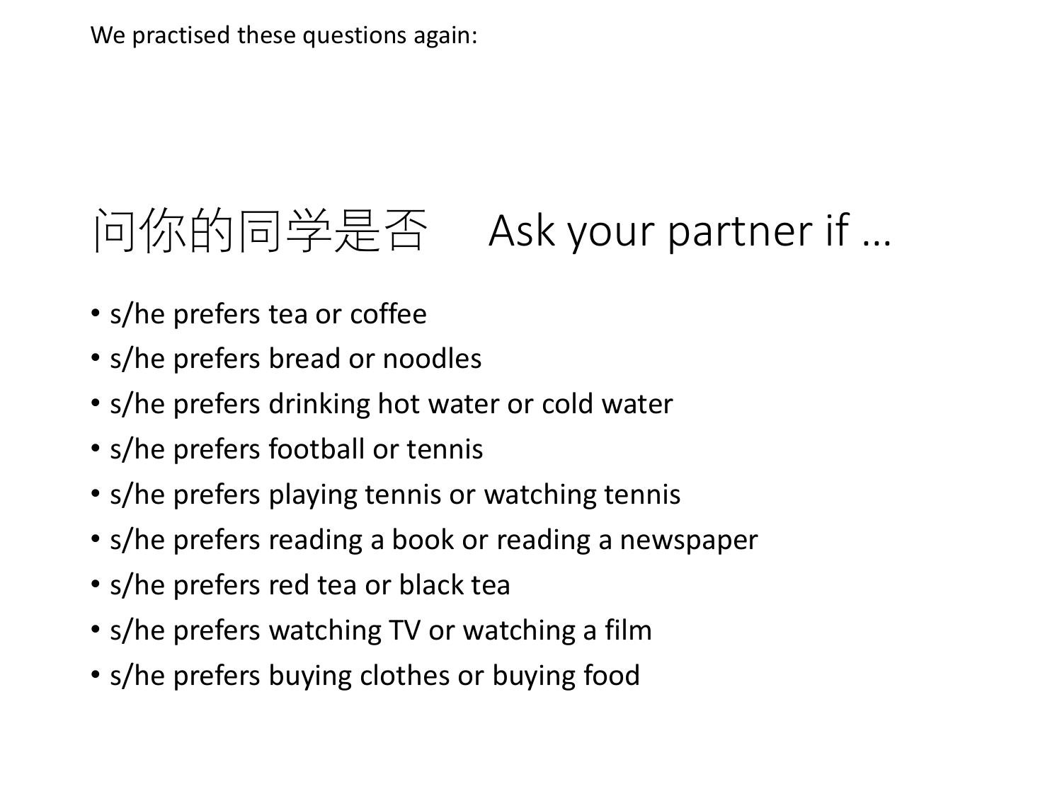We practised these questions again:

# 问你的同学是否　Ask your partner if …

- s/he prefers tea or coffee
- s/he prefers bread or noodles
- s/he prefers drinking hot water or cold water
- s/he prefers football or tennis
- s/he prefers playing tennis or watching tennis
- s/he prefers reading a book or reading a newspaper
- s/he prefers red tea or black tea
- s/he prefers watching TV or watching a film
- s/he prefers buying clothes or buying food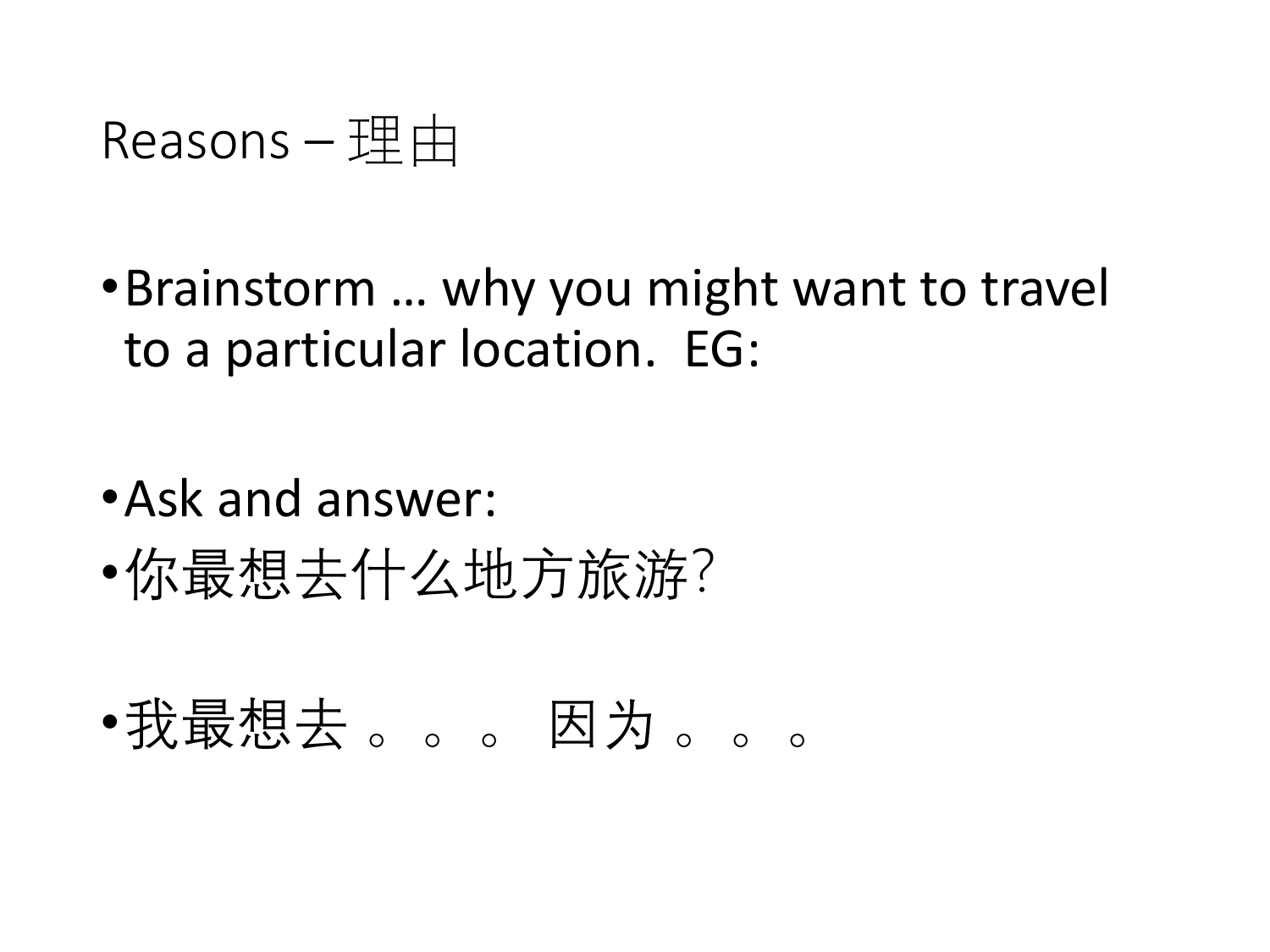# Reasons – 理由

- Brainstorm … why you might want to travel to a particular location. EG:

- Ask and answer:
- 你最想去什么地方旅游?

- 我最想去 。。。 因为 。。。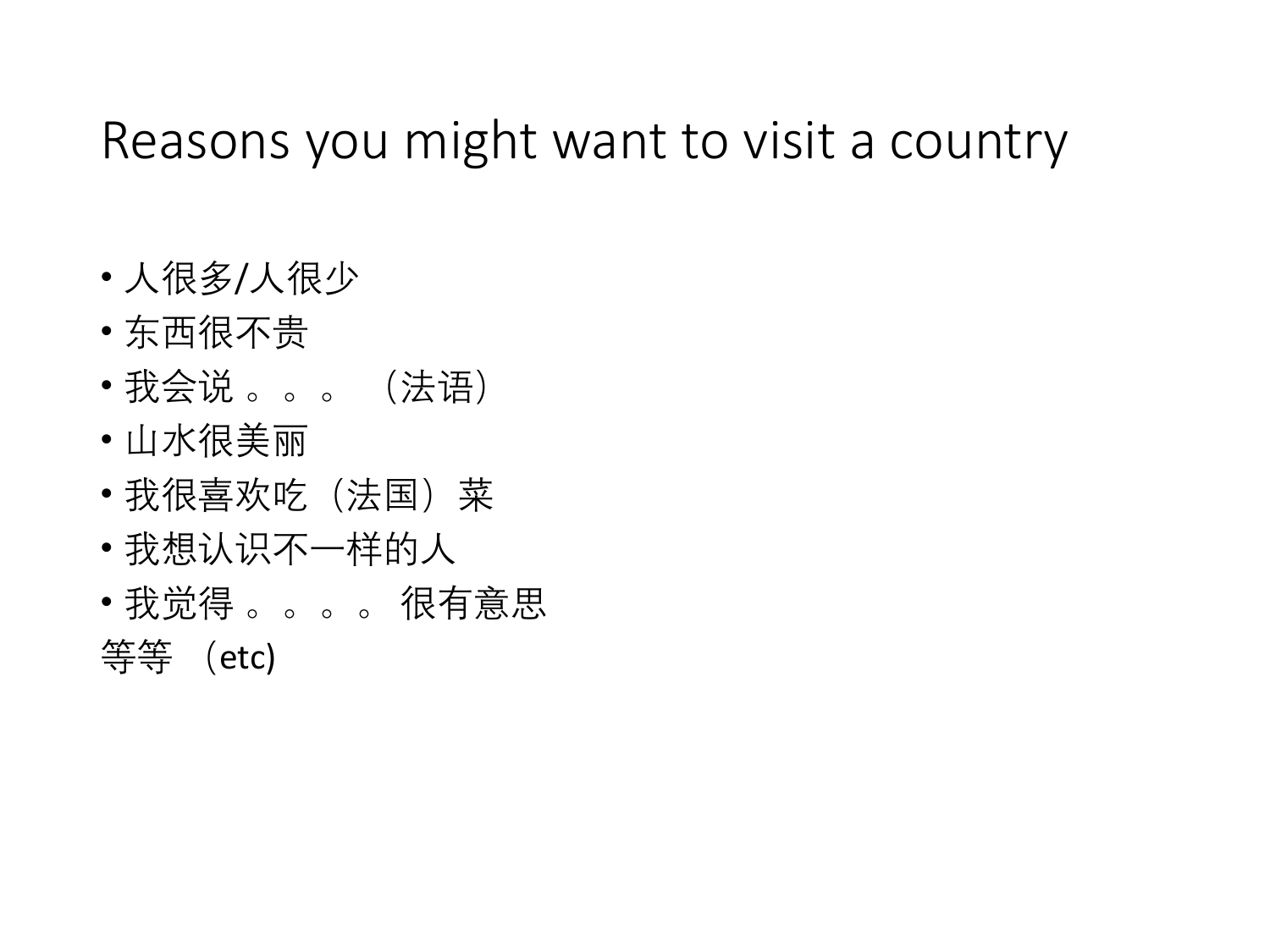# Reasons you might want to visit a country

- 人很多/人很少
- 东西很不贵
- 我会说 。。。 （法语）
- 山水很美丽
- 我很喜欢吃（法国）菜
- 我想认识不一样的人
- 我觉得 。。。。 很有意思

等等 （etc)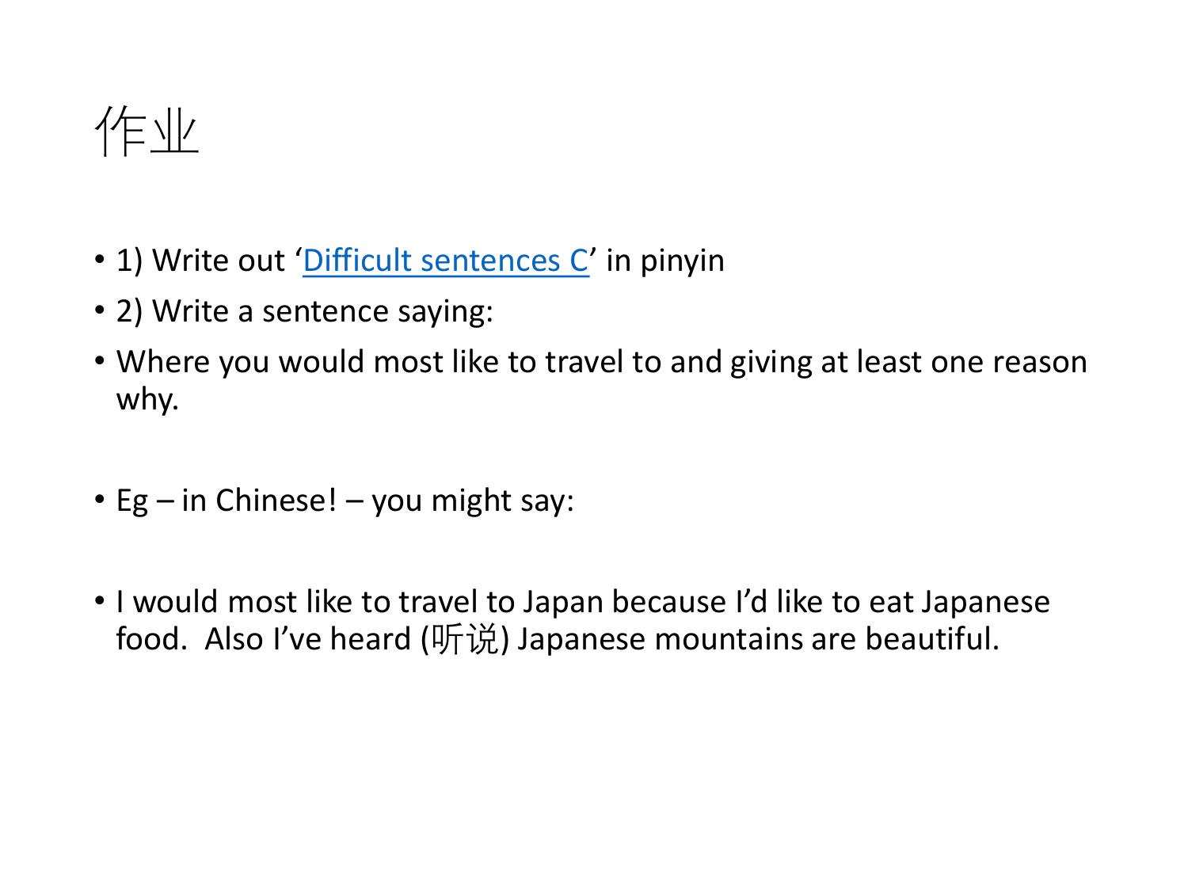# 作业

- 1) Write out '[Difficult sentences C]' in pinyin
- 2) Write a sentence saying:
- Where you would most like to travel to and giving at least one reason why.

- Eg – in Chinese! – you might say:

- I would most like to travel to Japan because I'd like to eat Japanese food. Also I've heard (听说) Japanese mountains are beautiful.